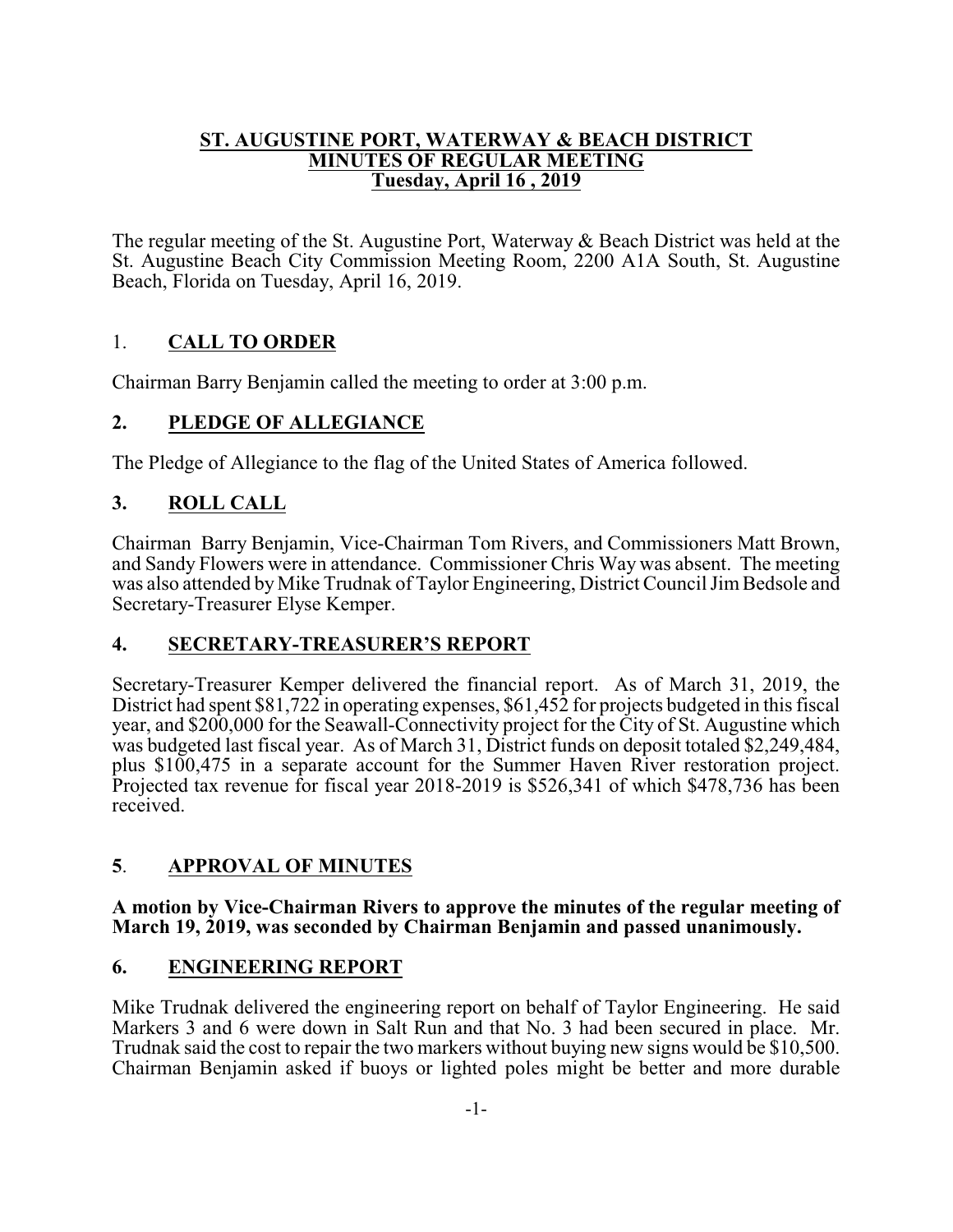# ST. AUGUSTINE PORT, WATERWAY & BEACH DISTRICT
## MINUTES OF REGULAR MEETING
### Tuesday, April 16 , 2019

The regular meeting of the St. Augustine Port, Waterway & Beach District was held at the St. Augustine Beach City Commission Meeting Room, 2200 A1A South, St. Augustine Beach, Florida on Tuesday, April 16, 2019.

## 1. CALL TO ORDER

Chairman Barry Benjamin called the meeting to order at 3:00 p.m.

## 2. PLEDGE OF ALLEGIANCE

The Pledge of Allegiance to the flag of the United States of America followed.

## 3. ROLL CALL

Chairman Barry Benjamin, Vice-Chairman Tom Rivers, and Commissioners Matt Brown, and Sandy Flowers were in attendance. Commissioner Chris Way was absent. The meeting was also attended by Mike Trudnak of Taylor Engineering, District Council Jim Bedsole and Secretary-Treasurer Elyse Kemper.

## 4. SECRETARY-TREASURER'S REPORT

Secretary-Treasurer Kemper delivered the financial report. As of March 31, 2019, the District had spent $81,722 in operating expenses, $61,452 for projects budgeted in this fiscal year, and $200,000 for the Seawall-Connectivity project for the City of St. Augustine which was budgeted last fiscal year. As of March 31, District funds on deposit totaled $2,249,484, plus $100,475 in a separate account for the Summer Haven River restoration project. Projected tax revenue for fiscal year 2018-2019 is $526,341 of which $478,736 has been received.

## 5. APPROVAL OF MINUTES

**A motion by Vice-Chairman Rivers to approve the minutes of the regular meeting of March 19, 2019, was seconded by Chairman Benjamin and passed unanimously.**

## 6. ENGINEERING REPORT

Mike Trudnak delivered the engineering report on behalf of Taylor Engineering. He said Markers 3 and 6 were down in Salt Run and that No. 3 had been secured in place. Mr. Trudnak said the cost to repair the two markers without buying new signs would be $10,500. Chairman Benjamin asked if buoys or lighted poles might be better and more durable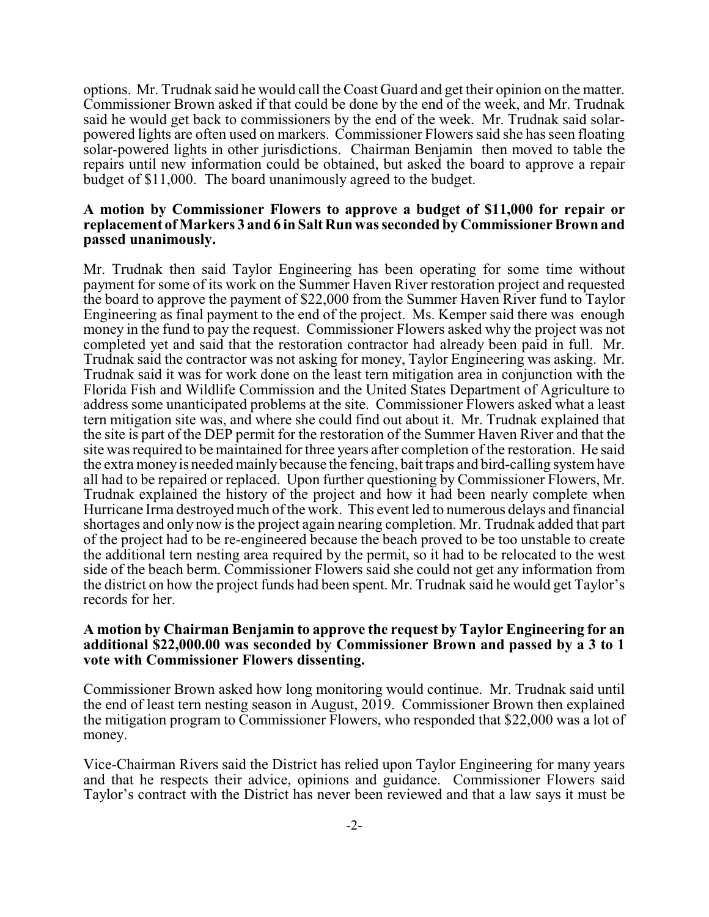options. Mr. Trudnak said he would call the Coast Guard and get their opinion on the matter. Commissioner Brown asked if that could be done by the end of the week, and Mr. Trudnak said he would get back to commissioners by the end of the week. Mr. Trudnak said solar-powered lights are often used on markers. Commissioner Flowers said she has seen floating solar-powered lights in other jurisdictions. Chairman Benjamin then moved to table the repairs until new information could be obtained, but asked the board to approve a repair budget of $11,000. The board unanimously agreed to the budget.

**A motion by Commissioner Flowers to approve a budget of $11,000 for repair or replacement of Markers 3 and 6 in Salt Run was seconded by Commissioner Brown and passed unanimously.**

Mr. Trudnak then said Taylor Engineering has been operating for some time without payment for some of its work on the Summer Haven River restoration project and requested the board to approve the payment of $22,000 from the Summer Haven River fund to Taylor Engineering as final payment to the end of the project. Ms. Kemper said there was enough money in the fund to pay the request. Commissioner Flowers asked why the project was not completed yet and said that the restoration contractor had already been paid in full. Mr. Trudnak said the contractor was not asking for money, Taylor Engineering was asking. Mr. Trudnak said it was for work done on the least tern mitigation area in conjunction with the Florida Fish and Wildlife Commission and the United States Department of Agriculture to address some unanticipated problems at the site. Commissioner Flowers asked what a least tern mitigation site was, and where she could find out about it. Mr. Trudnak explained that the site is part of the DEP permit for the restoration of the Summer Haven River and that the site was required to be maintained for three years after completion of the restoration. He said the extra money is needed mainly because the fencing, bait traps and bird-calling system have all had to be repaired or replaced. Upon further questioning by Commissioner Flowers, Mr. Trudnak explained the history of the project and how it had been nearly complete when Hurricane Irma destroyed much of the work. This event led to numerous delays and financial shortages and only now is the project again nearing completion. Mr. Trudnak added that part of the project had to be re-engineered because the beach proved to be too unstable to create the additional tern nesting area required by the permit, so it had to be relocated to the west side of the beach berm. Commissioner Flowers said she could not get any information from the district on how the project funds had been spent. Mr. Trudnak said he would get Taylor's records for her.

**A motion by Chairman Benjamin to approve the request by Taylor Engineering for an additional $22,000.00 was seconded by Commissioner Brown and passed by a 3 to 1 vote with Commissioner Flowers dissenting.**

Commissioner Brown asked how long monitoring would continue. Mr. Trudnak said until the end of least tern nesting season in August, 2019. Commissioner Brown then explained the mitigation program to Commissioner Flowers, who responded that $22,000 was a lot of money.

Vice-Chairman Rivers said the District has relied upon Taylor Engineering for many years and that he respects their advice, opinions and guidance. Commissioner Flowers said Taylor's contract with the District has never been reviewed and that a law says it must be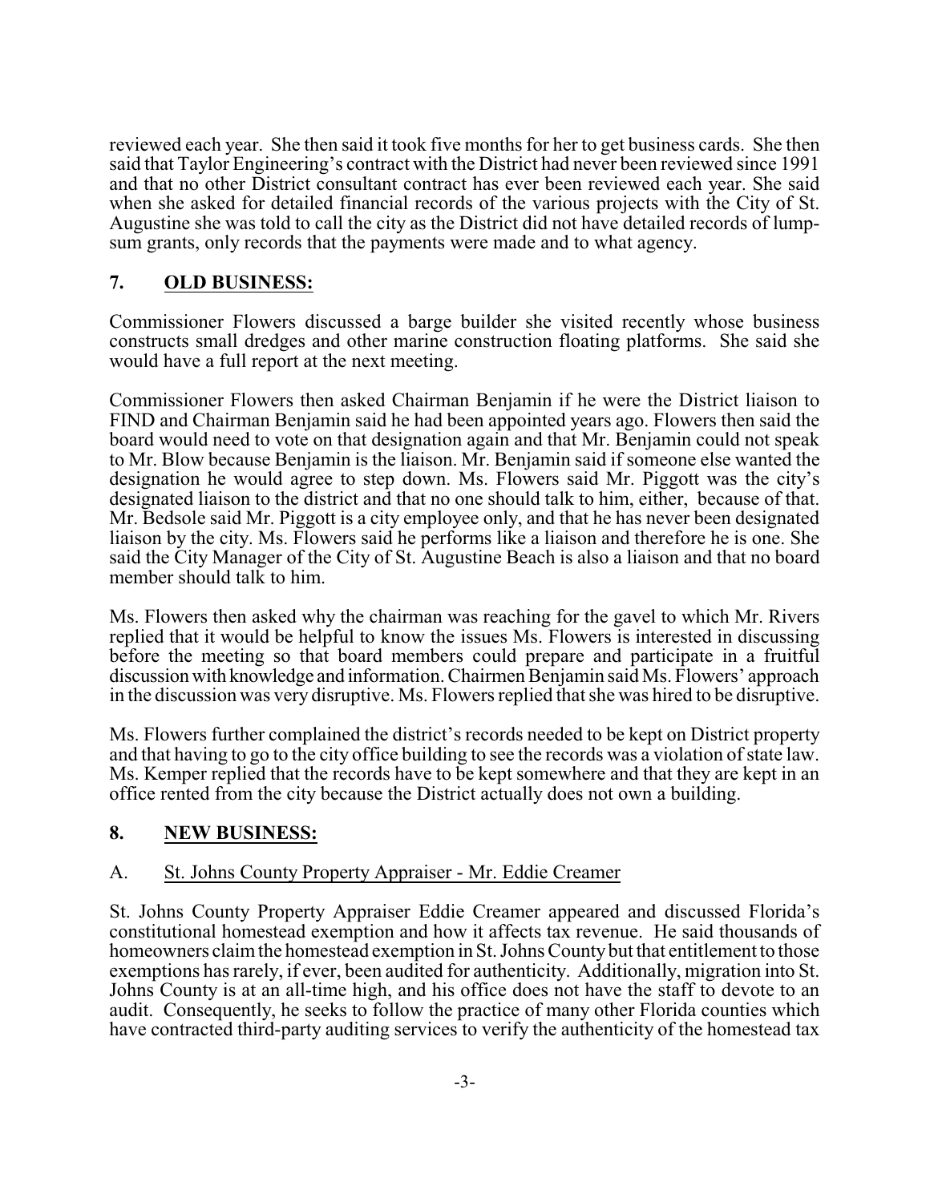reviewed each year. She then said it took five months for her to get business cards. She then said that Taylor Engineering's contract with the District had never been reviewed since 1991 and that no other District consultant contract has ever been reviewed each year. She said when she asked for detailed financial records of the various projects with the City of St. Augustine she was told to call the city as the District did not have detailed records of lump-sum grants, only records that the payments were made and to what agency.

## 7. OLD BUSINESS:

Commissioner Flowers discussed a barge builder she visited recently whose business constructs small dredges and other marine construction floating platforms. She said she would have a full report at the next meeting.

Commissioner Flowers then asked Chairman Benjamin if he were the District liaison to FIND and Chairman Benjamin said he had been appointed years ago. Flowers then said the board would need to vote on that designation again and that Mr. Benjamin could not speak to Mr. Blow because Benjamin is the liaison. Mr. Benjamin said if someone else wanted the designation he would agree to step down. Ms. Flowers said Mr. Piggott was the city's designated liaison to the district and that no one should talk to him, either, because of that. Mr. Bedsole said Mr. Piggott is a city employee only, and that he has never been designated liaison by the city. Ms. Flowers said he performs like a liaison and therefore he is one. She said the City Manager of the City of St. Augustine Beach is also a liaison and that no board member should talk to him.

Ms. Flowers then asked why the chairman was reaching for the gavel to which Mr. Rivers replied that it would be helpful to know the issues Ms. Flowers is interested in discussing before the meeting so that board members could prepare and participate in a fruitful discussion with knowledge and information. Chairmen Benjamin said Ms. Flowers' approach in the discussion was very disruptive. Ms. Flowers replied that she was hired to be disruptive.

Ms. Flowers further complained the district's records needed to be kept on District property and that having to go to the city office building to see the records was a violation of state law. Ms. Kemper replied that the records have to be kept somewhere and that they are kept in an office rented from the city because the District actually does not own a building.

## 8. NEW BUSINESS:

### A. St. Johns County Property Appraiser - Mr. Eddie Creamer

St. Johns County Property Appraiser Eddie Creamer appeared and discussed Florida's constitutional homestead exemption and how it affects tax revenue. He said thousands of homeowners claim the homestead exemption in St. Johns County but that entitlement to those exemptions has rarely, if ever, been audited for authenticity. Additionally, migration into St. Johns County is at an all-time high, and his office does not have the staff to devote to an audit. Consequently, he seeks to follow the practice of many other Florida counties which have contracted third-party auditing services to verify the authenticity of the homestead tax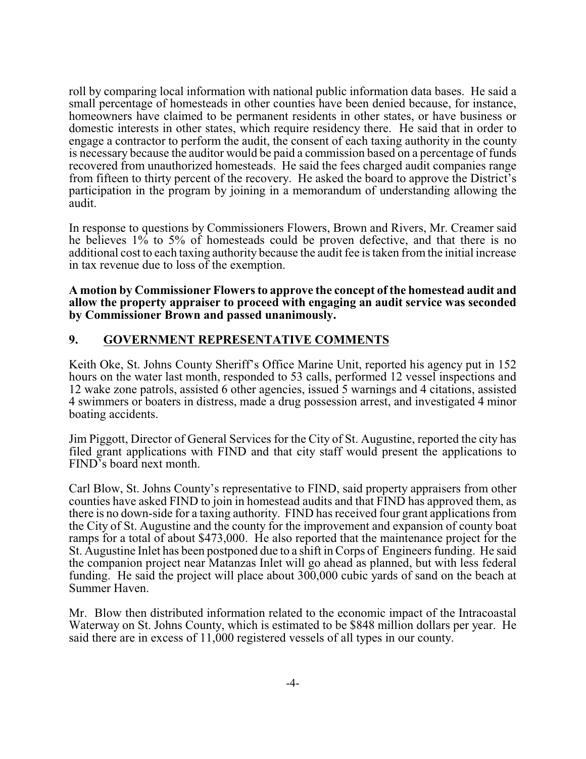roll by comparing local information with national public information data bases. He said a small percentage of homesteads in other counties have been denied because, for instance, homeowners have claimed to be permanent residents in other states, or have business or domestic interests in other states, which require residency there. He said that in order to engage a contractor to perform the audit, the consent of each taxing authority in the county is necessary because the auditor would be paid a commission based on a percentage of funds recovered from unauthorized homesteads. He said the fees charged audit companies range from fifteen to thirty percent of the recovery. He asked the board to approve the District's participation in the program by joining in a memorandum of understanding allowing the audit.

In response to questions by Commissioners Flowers, Brown and Rivers, Mr. Creamer said he believes 1% to 5% of homesteads could be proven defective, and that there is no additional cost to each taxing authority because the audit fee is taken from the initial increase in tax revenue due to loss of the exemption.

**A motion by Commissioner Flowers to approve the concept of the homestead audit and allow the property appraiser to proceed with engaging an audit service was seconded by Commissioner Brown and passed unanimously.**

## 9. GOVERNMENT REPRESENTATIVE COMMENTS

Keith Oke, St. Johns County Sheriff's Office Marine Unit, reported his agency put in 152 hours on the water last month, responded to 53 calls, performed 12 vessel inspections and 12 wake zone patrols, assisted 6 other agencies, issued 5 warnings and 4 citations, assisted 4 swimmers or boaters in distress, made a drug possession arrest, and investigated 4 minor boating accidents.

Jim Piggott, Director of General Services for the City of St. Augustine, reported the city has filed grant applications with FIND and that city staff would present the applications to FIND's board next month.

Carl Blow, St. Johns County's representative to FIND, said property appraisers from other counties have asked FIND to join in homestead audits and that FIND has approved them, as there is no down-side for a taxing authority. FIND has received four grant applications from the City of St. Augustine and the county for the improvement and expansion of county boat ramps for a total of about $473,000. He also reported that the maintenance project for the St. Augustine Inlet has been postponed due to a shift in Corps of Engineers funding. He said the companion project near Matanzas Inlet will go ahead as planned, but with less federal funding. He said the project will place about 300,000 cubic yards of sand on the beach at Summer Haven.

Mr. Blow then distributed information related to the economic impact of the Intracoastal Waterway on St. Johns County, which is estimated to be $848 million dollars per year. He said there are in excess of 11,000 registered vessels of all types in our county.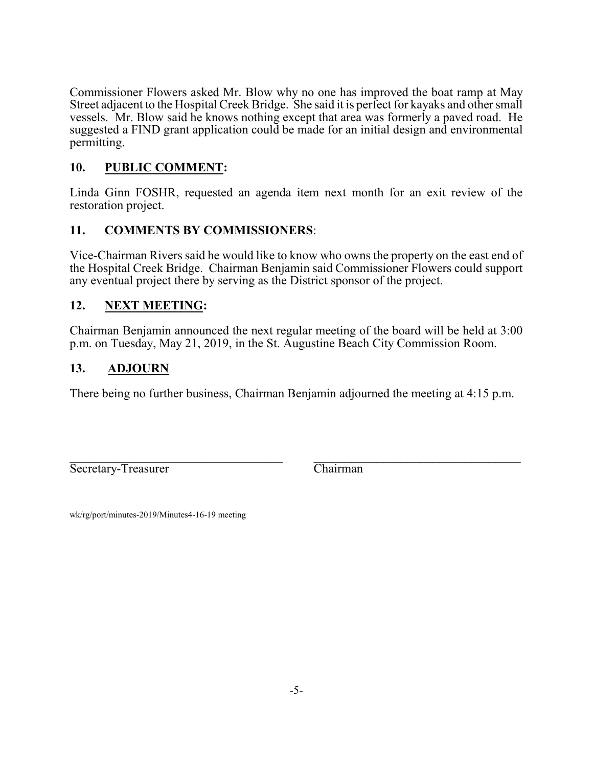Commissioner Flowers asked Mr. Blow why no one has improved the boat ramp at May Street adjacent to the Hospital Creek Bridge. She said it is perfect for kayaks and other small vessels. Mr. Blow said he knows nothing except that area was formerly a paved road. He suggested a FIND grant application could be made for an initial design and environmental permitting.

## 10. PUBLIC COMMENT:

Linda Ginn FOSHR, requested an agenda item next month for an exit review of the restoration project.

## 11. COMMENTS BY COMMISSIONERS:

Vice-Chairman Rivers said he would like to know who owns the property on the east end of the Hospital Creek Bridge. Chairman Benjamin said Commissioner Flowers could support any eventual project there by serving as the District sponsor of the project.

## 12. NEXT MEETING:

Chairman Benjamin announced the next regular meeting of the board will be held at 3:00 p.m. on Tuesday, May 21, 2019, in the St. Augustine Beach City Commission Room.

## 13. ADJOURN

There being no further business, Chairman Benjamin adjourned the meeting at 4:15 p.m.

\_\_\_\_\_\_\_\_\_\_\_\_\_\_\_\_\_\_\_\_\_\_\_\_\_\_\_\_\_\_\_\_\_\_\_\_ Secretary-Treasurer

\_\_\_\_\_\_\_\_\_\_\_\_\_\_\_\_\_\_\_\_\_\_\_\_\_\_\_\_\_\_\_\_\_\_\_\_ Chairman

wk/rg/port/minutes-2019/Minutes4-16-19 meeting